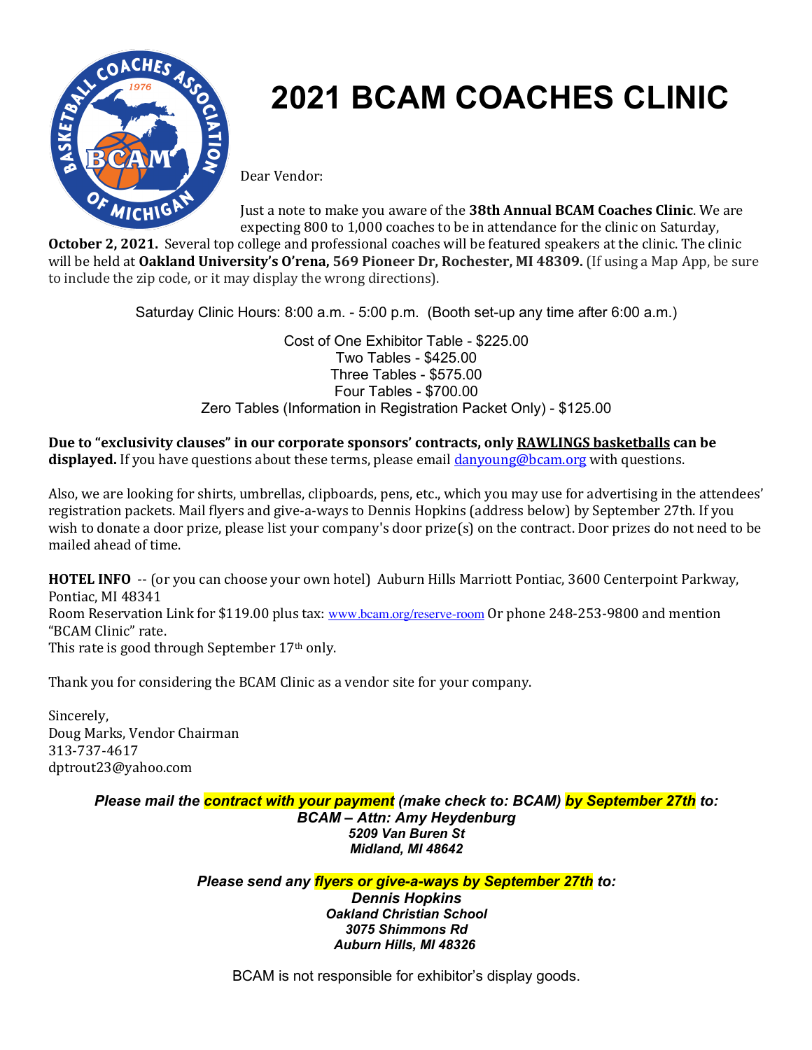# 2021 BCAM COACHES CLINIC

Dear Vendor:

Just a note to make you aware of the **38th Annual BCAM Coaches Clinic**. We are expecting 800 to 1,000 coaches to be in attendance for the clinic on Saturday, **October 2, 2021.** Several top college and professional coaches will be featured speakers at the clinic. The clinic will be held at **Oakland University's O'rena, 569 Pioneer Dr, Rochester, MI 48309.** (If using a Map App, be sure to include the zip code, or it may display the wrong directions).

Saturday Clinic Hours: 8:00 a.m. - 5:00 p.m. (Booth set-up any time after 6:00 a.m.)

Cost of One Exhibitor Table - $225.00
Two Tables - $425.00
Three Tables - $575.00
Four Tables - $700.00
Zero Tables (Information in Registration Packet Only) - $125.00

**Due to "exclusivity clauses" in our corporate sponsors' contracts, only RAWLINGS basketballs can be displayed.** If you have questions about these terms, please email danyoung@bcam.org with questions.

Also, we are looking for shirts, umbrellas, clipboards, pens, etc., which you may use for advertising in the attendees' registration packets. Mail flyers and give-a-ways to Dennis Hopkins (address below) by September 27th. If you wish to donate a door prize, please list your company's door prize(s) on the contract. Door prizes do not need to be mailed ahead of time.

**HOTEL INFO** -- (or you can choose your own hotel) Auburn Hills Marriott Pontiac, 3600 Centerpoint Parkway, Pontiac, MI 48341
Room Reservation Link for $119.00 plus tax: www.bcam.org/reserve-room Or phone 248-253-9800 and mention "BCAM Clinic" rate.
This rate is good through September 17th only.

Thank you for considering the BCAM Clinic as a vendor site for your company.

Sincerely,
Doug Marks, Vendor Chairman
313-737-4617
dptrout23@yahoo.com

***Please mail the contract with your payment (make check to: BCAM) by September 27th to:***
***BCAM – Attn: Amy Heydenburg***
***5209 Van Buren St***
***Midland, MI 48642***

***Please send any flyers or give-a-ways by September 27th to:***
***Dennis Hopkins***
***Oakland Christian School***
***3075 Shimmons Rd***
***Auburn Hills, MI 48326***

BCAM is not responsible for exhibitor's display goods.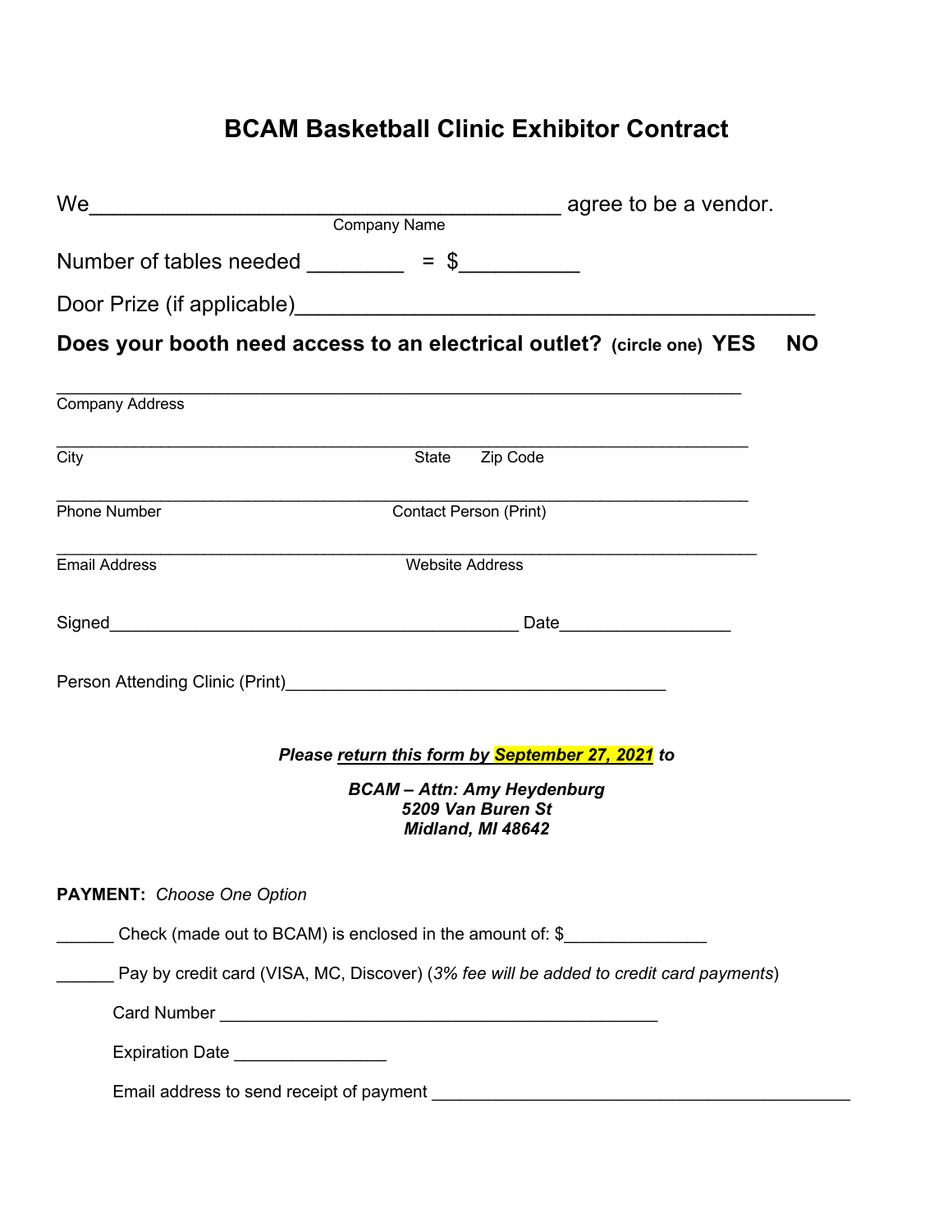# BCAM Basketball Clinic Exhibitor Contract

We_______________________________________ agree to be a vendor.
Company Name

Number of tables needed ________ = $__________

Door Prize (if applicable)___________________________________________

**Does your booth need access to an electrical outlet?** **(circle one)** **YES** **NO**

_________________________________________________________
Company Address

_________________________________________________________
City State Zip Code

_________________________________________________________
Phone Number Contact Person (Print)

_________________________________________________________
Email Address Website Address

Signed__________________________________________ Date_________________

Person Attending Clinic (Print)_______________________________________

***Please return this form by September 27, 2021 to***

***BCAM – Attn: Amy Heydenburg***
***5209 Van Buren St***
***Midland, MI 48642***

**PAYMENT:** *Choose One Option*

______ Check (made out to BCAM) is enclosed in the amount of: $______________

______ Pay by credit card (VISA, MC, Discover) (*3% fee will be added to credit card payments*)

Card Number ______________________________________________

Expiration Date ________________

Email address to send receipt of payment ____________________________________________